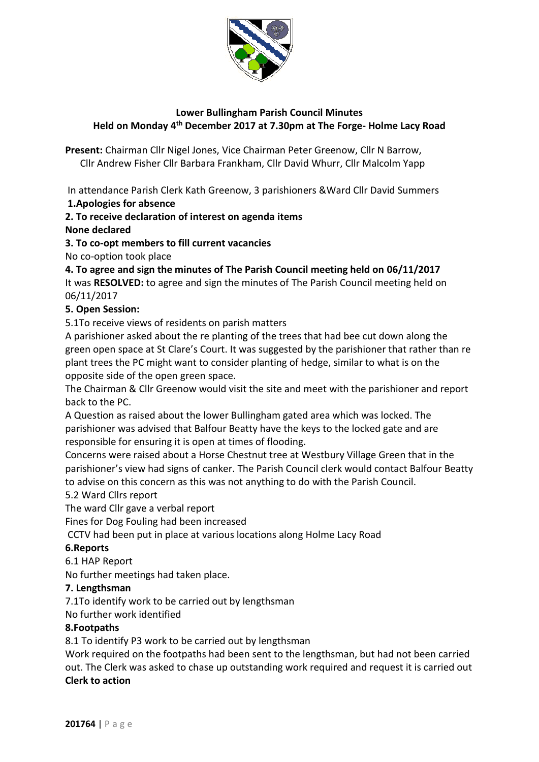**Lower Bullingham Parish Council Minutes**
**Held on Monday 4th December 2017 at 7.30pm at The Forge- Holme Lacy Road**

**Present:** Chairman Cllr Nigel Jones, Vice Chairman Peter Greenow, Cllr N Barrow, Cllr Andrew Fisher Cllr Barbara Frankham, Cllr David Whurr, Cllr Malcolm Yapp

In attendance Parish Clerk Kath Greenow, 3 parishioners &Ward Cllr David Summers

**1.Apologies for absence**

**2. To receive declaration of interest on agenda items**

**None declared**

**3. To co-opt members to fill current vacancies**

No co-option took place

**4. To agree and sign the minutes of The Parish Council meeting held on 06/11/2017**

It was **RESOLVED:** to agree and sign the minutes of The Parish Council meeting held on 06/11/2017

**5. Open Session:**

5.1To receive views of residents on parish matters

A parishioner asked about the re planting of the trees that had bee cut down along the green open space at St Clare's Court. It was suggested by the parishioner that rather than re plant trees the PC might want to consider planting of hedge, similar to what is on the opposite side of the open green space.

The Chairman & Cllr Greenow would visit the site and meet with the parishioner and report back to the PC.

A Question as raised about the lower Bullingham gated area which was locked. The parishioner was advised that Balfour Beatty have the keys to the locked gate and are responsible for ensuring it is open at times of flooding.

Concerns were raised about a Horse Chestnut tree at Westbury Village Green that in the parishioner's view had signs of canker. The Parish Council clerk would contact Balfour Beatty to advise on this concern as this was not anything to do with the Parish Council.

5.2 Ward Cllrs report

The ward Cllr gave a verbal report

Fines for Dog Fouling had been increased

CCTV had been put in place at various locations along Holme Lacy Road

**6.Reports**

6.1 HAP Report

No further meetings had taken place.

**7. Lengthsman**

7.1To identify work to be carried out by lengthsman

No further work identified

**8.Footpaths**

8.1 To identify P3 work to be carried out by lengthsman

Work required on the footpaths had been sent to the lengthsman, but had not been carried out. The Clerk was asked to chase up outstanding work required and request it is carried out

**Clerk to action**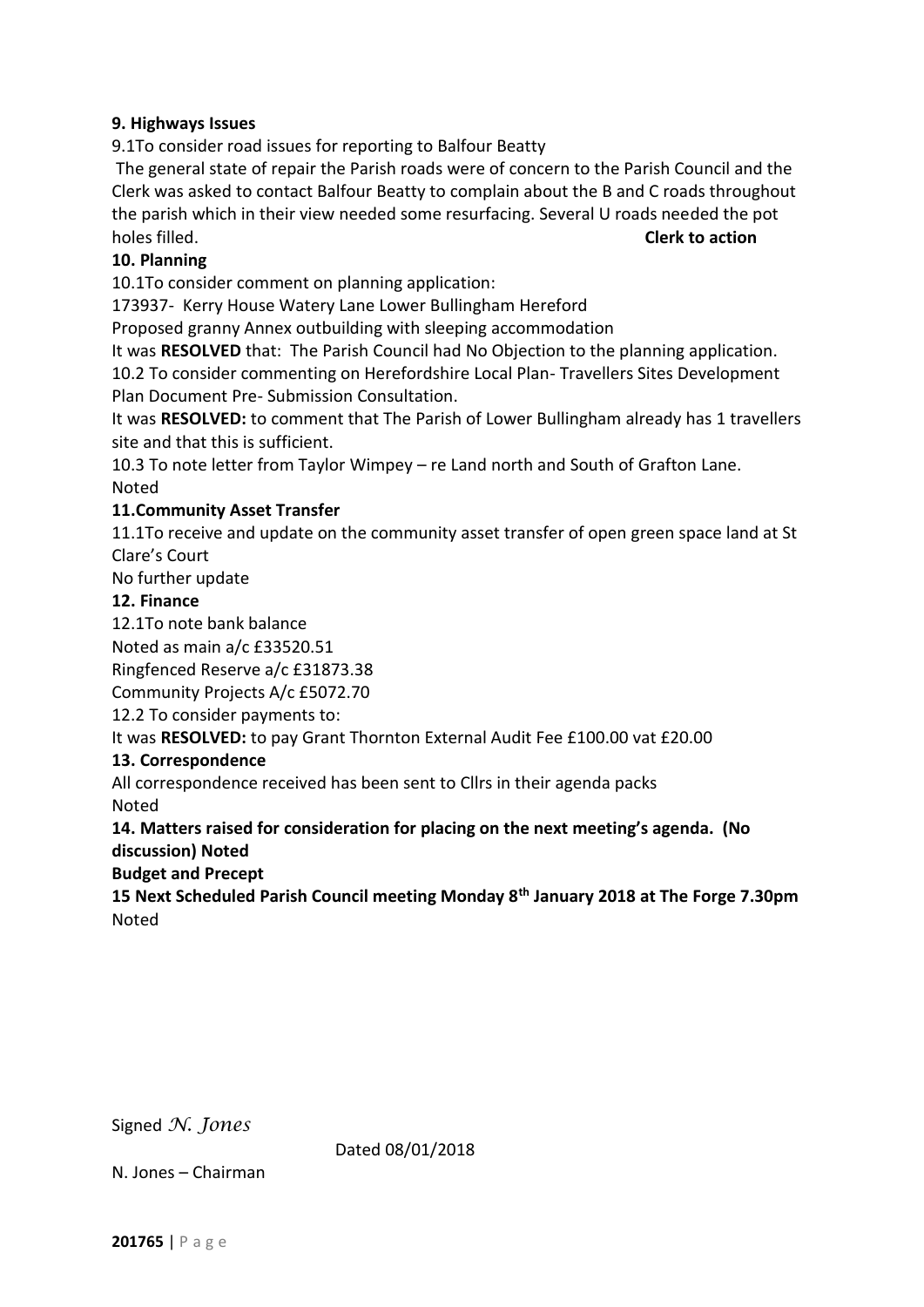**9. Highways Issues**

9.1To consider road issues for reporting to Balfour Beatty

The general state of repair the Parish roads were of concern to the Parish Council and the Clerk was asked to contact Balfour Beatty to complain about the B and C roads throughout the parish which in their view needed some resurfacing. Several U roads needed the pot holes filled. **Clerk to action**

**10. Planning**

10.1To consider comment on planning application:

173937- Kerry House Watery Lane Lower Bullingham Hereford

Proposed granny Annex outbuilding with sleeping accommodation

It was **RESOLVED** that: The Parish Council had No Objection to the planning application.

10.2 To consider commenting on Herefordshire Local Plan- Travellers Sites Development Plan Document Pre- Submission Consultation.

It was **RESOLVED:** to comment that The Parish of Lower Bullingham already has 1 travellers site and that this is sufficient.

10.3 To note letter from Taylor Wimpey – re Land north and South of Grafton Lane.

Noted

**11.Community Asset Transfer**

11.1To receive and update on the community asset transfer of open green space land at St Clare's Court

No further update

**12. Finance**

12.1To note bank balance

Noted as main a/c £33520.51

Ringfenced Reserve a/c £31873.38

Community Projects A/c £5072.70

12.2 To consider payments to:

It was **RESOLVED:** to pay Grant Thornton External Audit Fee £100.00 vat £20.00

**13. Correspondence**

All correspondence received has been sent to Cllrs in their agenda packs

Noted

**14. Matters raised for consideration for placing on the next meeting's agenda. (No discussion) Noted**

**Budget and Precept**

**15 Next Scheduled Parish Council meeting Monday 8th January 2018 at The Forge 7.30pm**

Noted

Signed *N. Jones*

Dated 08/01/2018

N. Jones – Chairman

**201765**